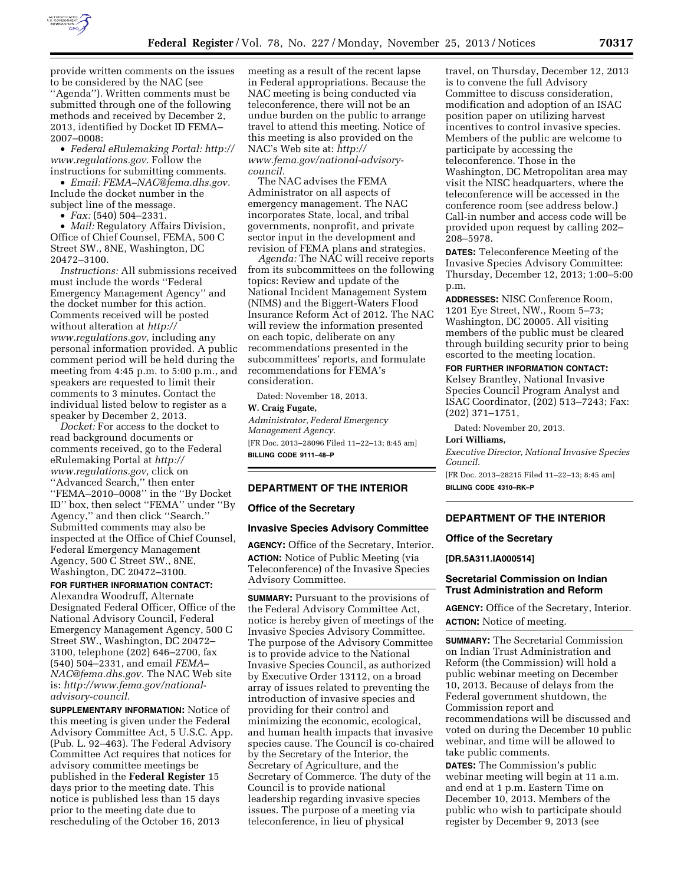provide written comments on the issues to be considered by the NAC (see ''Agenda''). Written comments must be submitted through one of the following methods and received by December 2, 2013, identified by Docket ID FEMA–2007–0008:

- *Federal eRulemaking Portal: http://www.regulations.gov.* Follow the instructions for submitting comments.
- *Email: FEMA–NAC@fema.dhs.gov.* Include the docket number in the subject line of the message.
- *Fax:* (540) 504–2331.
- *Mail:* Regulatory Affairs Division, Office of Chief Counsel, FEMA, 500 C Street SW., 8NE, Washington, DC 20472–3100.

*Instructions:* All submissions received must include the words ''Federal Emergency Management Agency'' and the docket number for this action. Comments received will be posted without alteration at *http://www.regulations.gov,* including any personal information provided. A public comment period will be held during the meeting from 4:45 p.m. to 5:00 p.m., and speakers are requested to limit their comments to 3 minutes. Contact the individual listed below to register as a speaker by December 2, 2013.

*Docket:* For access to the docket to read background documents or comments received, go to the Federal eRulemaking Portal at *http://www.regulations.gov,* click on ''Advanced Search,'' then enter ''FEMA–2010–0008'' in the ''By Docket ID'' box, then select ''FEMA'' under ''By Agency,'' and then click ''Search.'' Submitted comments may also be inspected at the Office of Chief Counsel, Federal Emergency Management Agency, 500 C Street SW., 8NE, Washington, DC 20472–3100.

**FOR FURTHER INFORMATION CONTACT:** Alexandra Woodruff, Alternate Designated Federal Officer, Office of the National Advisory Council, Federal Emergency Management Agency, 500 C Street SW., Washington, DC 20472–3100, telephone (202) 646–2700, fax (540) 504–2331, and email *FEMA–NAC@fema.dhs.gov.* The NAC Web site is: *http://www.fema.gov/national-advisory-council.*

**SUPPLEMENTARY INFORMATION:** Notice of this meeting is given under the Federal Advisory Committee Act, 5 U.S.C. App. (Pub. L. 92–463). The Federal Advisory Committee Act requires that notices for advisory committee meetings be published in the **Federal Register** 15 days prior to the meeting date. This notice is published less than 15 days prior to the meeting date due to rescheduling of the October 16, 2013 meeting as a result of the recent lapse in Federal appropriations. Because the NAC meeting is being conducted via teleconference, there will not be an undue burden on the public to arrange travel to attend this meeting. Notice of this meeting is also provided on the NAC's Web site at: *http://www.fema.gov/national-advisory-council.*

The NAC advises the FEMA Administrator on all aspects of emergency management. The NAC incorporates State, local, and tribal governments, nonprofit, and private sector input in the development and revision of FEMA plans and strategies.

*Agenda:* The NAC will receive reports from its subcommittees on the following topics: Review and update of the National Incident Management System (NIMS) and the Biggert-Waters Flood Insurance Reform Act of 2012. The NAC will review the information presented on each topic, deliberate on any recommendations presented in the subcommittees' reports, and formulate recommendations for FEMA's consideration.

Dated: November 18, 2013.

**W. Craig Fugate,**

*Administrator, Federal Emergency Management Agency.*

[FR Doc. 2013–28096 Filed 11–22–13; 8:45 am]

**BILLING CODE 9111–48–P**

## DEPARTMENT OF THE INTERIOR

### Office of the Secretary

### Invasive Species Advisory Committee

**AGENCY:** Office of the Secretary, Interior.

**ACTION:** Notice of Public Meeting (via Teleconference) of the Invasive Species Advisory Committee.

**SUMMARY:** Pursuant to the provisions of the Federal Advisory Committee Act, notice is hereby given of meetings of the Invasive Species Advisory Committee. The purpose of the Advisory Committee is to provide advice to the National Invasive Species Council, as authorized by Executive Order 13112, on a broad array of issues related to preventing the introduction of invasive species and providing for their control and minimizing the economic, ecological, and human health impacts that invasive species cause. The Council is co-chaired by the Secretary of the Interior, the Secretary of Agriculture, and the Secretary of Commerce. The duty of the Council is to provide national leadership regarding invasive species issues. The purpose of a meeting via teleconference, in lieu of physical travel, on Thursday, December 12, 2013 is to convene the full Advisory Committee to discuss consideration, modification and adoption of an ISAC position paper on utilizing harvest incentives to control invasive species. Members of the public are welcome to participate by accessing the teleconference. Those in the Washington, DC Metropolitan area may visit the NISC headquarters, where the teleconference will be accessed in the conference room (see address below.) Call-in number and access code will be provided upon request by calling 202–208–5978.

**DATES:** Teleconference Meeting of the Invasive Species Advisory Committee: Thursday, December 12, 2013; 1:00–5:00 p.m.

**ADDRESSES:** NISC Conference Room, 1201 Eye Street, NW., Room 5–73; Washington, DC 20005. All visiting members of the public must be cleared through building security prior to being escorted to the meeting location.

**FOR FURTHER INFORMATION CONTACT:** Kelsey Brantley, National Invasive Species Council Program Analyst and ISAC Coordinator, (202) 513–7243; Fax: (202) 371–1751,

Dated: November 20, 2013.

**Lori Williams,**

*Executive Director, National Invasive Species Council.*

[FR Doc. 2013–28215 Filed 11–22–13; 8:45 am]

**BILLING CODE 4310–RK–P**

## DEPARTMENT OF THE INTERIOR

### Office of the Secretary

**[DR.5A311.IA000514]**

### Secretarial Commission on Indian Trust Administration and Reform

**AGENCY:** Office of the Secretary, Interior.

**ACTION:** Notice of meeting.

**SUMMARY:** The Secretarial Commission on Indian Trust Administration and Reform (the Commission) will hold a public webinar meeting on December 10, 2013. Because of delays from the Federal government shutdown, the Commission report and recommendations will be discussed and voted on during the December 10 public webinar, and time will be allowed to take public comments.

**DATES:** The Commission's public webinar meeting will begin at 11 a.m. and end at 1 p.m. Eastern Time on December 10, 2013. Members of the public who wish to participate should register by December 9, 2013 (see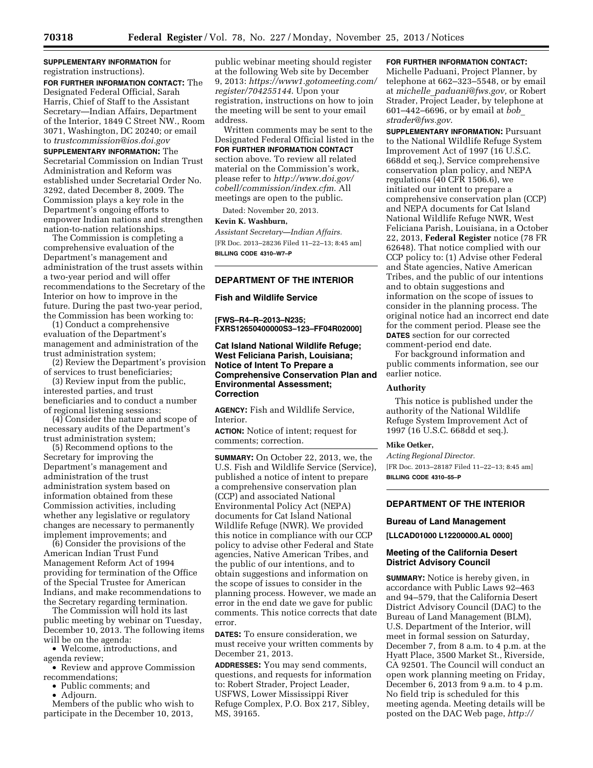**SUPPLEMENTARY INFORMATION** for registration instructions).

**FOR FURTHER INFORMATION CONTACT:** The Designated Federal Official, Sarah Harris, Chief of Staff to the Assistant Secretary—Indian Affairs, Department of the Interior, 1849 C Street NW., Room 3071, Washington, DC 20240; or email to *trustcommission@ios.doi.gov*

**SUPPLEMENTARY INFORMATION:** The Secretarial Commission on Indian Trust Administration and Reform was established under Secretarial Order No. 3292, dated December 8, 2009. The Commission plays a key role in the Department's ongoing efforts to empower Indian nations and strengthen nation-to-nation relationships.

The Commission is completing a comprehensive evaluation of the Department's management and administration of the trust assets within a two-year period and will offer recommendations to the Secretary of the Interior on how to improve in the future. During the past two-year period, the Commission has been working to:

(1) Conduct a comprehensive evaluation of the Department's management and administration of the trust administration system;

(2) Review the Department's provision of services to trust beneficiaries;

(3) Review input from the public, interested parties, and trust beneficiaries and to conduct a number of regional listening sessions;

(4) Consider the nature and scope of necessary audits of the Department's trust administration system;

(5) Recommend options to the Secretary for improving the Department's management and administration of the trust administration system based on information obtained from these Commission activities, including whether any legislative or regulatory changes are necessary to permanently implement improvements; and

(6) Consider the provisions of the American Indian Trust Fund Management Reform Act of 1994 providing for termination of the Office of the Special Trustee for American Indians, and make recommendations to the Secretary regarding termination.

The Commission will hold its last public meeting by webinar on Tuesday, December 10, 2013. The following items will be on the agenda:

- Welcome, introductions, and agenda review;
- Review and approve Commission recommendations;
- Public comments; and
- Adjourn.

Members of the public who wish to participate in the December 10, 2013, public webinar meeting should register at the following Web site by December 9, 2013: *https://www1.gotomeeting.com/register/704255144*. Upon your registration, instructions on how to join the meeting will be sent to your email address.

Written comments may be sent to the Designated Federal Official listed in the **FOR FURTHER INFORMATION CONTACT** section above. To review all related material on the Commission's work, please refer to *http://www.doi.gov/cobell/commission/index.cfm*. All meetings are open to the public.

Dated: November 20, 2013.

**Kevin K. Washburn,**

*Assistant Secretary—Indian Affairs.*

[FR Doc. 2013–28236 Filed 11–22–13; 8:45 am]

**BILLING CODE 4310–W7–P**

---

## DEPARTMENT OF THE INTERIOR

### Fish and Wildlife Service

**[FWS–R4–R–2013–N235; FXRS12650400000S3–123–FF04R02000]**

### Cat Island National Wildlife Refuge; West Feliciana Parish, Louisiana; Notice of Intent To Prepare a Comprehensive Conservation Plan and Environmental Assessment; Correction

**AGENCY:** Fish and Wildlife Service, Interior.

**ACTION:** Notice of intent; request for comments; correction.

**SUMMARY:** On October 22, 2013, we, the U.S. Fish and Wildlife Service (Service), published a notice of intent to prepare a comprehensive conservation plan (CCP) and associated National Environmental Policy Act (NEPA) documents for Cat Island National Wildlife Refuge (NWR). We provided this notice in compliance with our CCP policy to advise other Federal and State agencies, Native American Tribes, and the public of our intentions, and to obtain suggestions and information on the scope of issues to consider in the planning process. However, we made an error in the end date we gave for public comments. This notice corrects that date error.

**DATES:** To ensure consideration, we must receive your written comments by December 21, 2013.

**ADDRESSES:** You may send comments, questions, and requests for information to: Robert Strader, Project Leader, USFWS, Lower Mississippi River Refuge Complex, P.O. Box 217, Sibley, MS, 39165.

**FOR FURTHER INFORMATION CONTACT:** Michelle Paduani, Project Planner, by telephone at 662–323–5548, or by email at *michelle_paduani@fws.gov*, or Robert Strader, Project Leader, by telephone at 601–442–6696, or by email at *bob_strader@fws.gov*.

**SUPPLEMENTARY INFORMATION:** Pursuant to the National Wildlife Refuge System Improvement Act of 1997 (16 U.S.C. 668dd et seq.), Service comprehensive conservation plan policy, and NEPA regulations (40 CFR 1506.6), we initiated our intent to prepare a comprehensive conservation plan (CCP) and NEPA documents for Cat Island National Wildlife Refuge NWR, West Feliciana Parish, Louisiana, in a October 22, 2013, **Federal Register** notice (78 FR 62648). That notice complied with our CCP policy to: (1) Advise other Federal and State agencies, Native American Tribes, and the public of our intentions and to obtain suggestions and information on the scope of issues to consider in the planning process. The original notice had an incorrect end date for the comment period. Please see the **DATES** section for our corrected comment-period end date.

For background information and public comments information, see our earlier notice.

#### Authority

This notice is published under the authority of the National Wildlife Refuge System Improvement Act of 1997 (16 U.S.C. 668dd et seq.).

**Mike Oetker,**

*Acting Regional Director.*

[FR Doc. 2013–28187 Filed 11–22–13; 8:45 am]

**BILLING CODE 4310–55–P**

---

## DEPARTMENT OF THE INTERIOR

### Bureau of Land Management

**[LLCAD01000 L12200000.AL 0000]**

### Meeting of the California Desert District Advisory Council

**SUMMARY:** Notice is hereby given, in accordance with Public Laws 92–463 and 94–579, that the California Desert District Advisory Council (DAC) to the Bureau of Land Management (BLM), U.S. Department of the Interior, will meet in formal session on Saturday, December 7, from 8 a.m. to 4 p.m. at the Hyatt Place, 3500 Market St., Riverside, CA 92501. The Council will conduct an open work planning meeting on Friday, December 6, 2013 from 9 a.m. to 4 p.m. No field trip is scheduled for this meeting agenda. Meeting details will be posted on the DAC Web page, *http://*